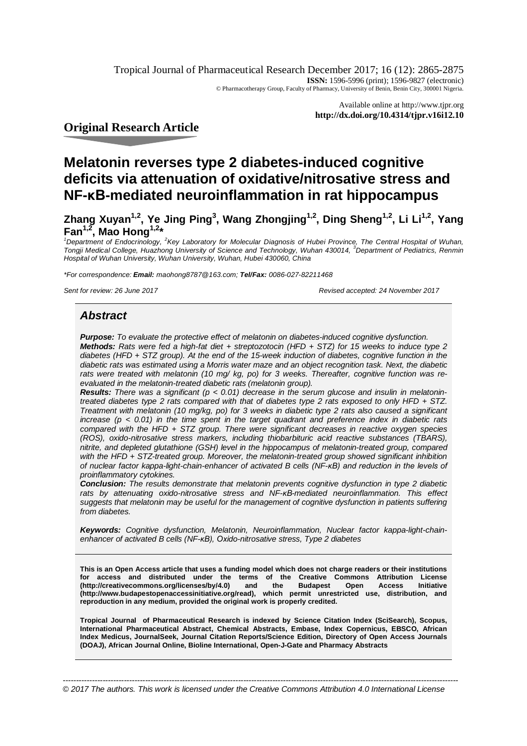Tropical Journal of Pharmaceutical Research December 2017; 16 (12): 2865-2875
**ISSN:** 1596-5996 (print); 1596-9827 (electronic)
© Pharmacotherapy Group, Faculty of Pharmacy, University of Benin, Benin City, 300001 Nigeria.

Available online at http://www.tjpr.org
**http://dx.doi.org/10.4314/tjpr.v16i12.10**

## Original Research Article

# Melatonin reverses type 2 diabetes-induced cognitive deficits via attenuation of oxidative/nitrosative stress and NF-κB-mediated neuroinflammation in rat hippocampus

**Zhang Xuyan[1,2], Ye Jing Ping[3], Wang Zhongjing[1,2], Ding Sheng[1,2], Li Li[1,2], Yang Fan[1,2], Mao Hong[1,2]***

*[1]Department of Endocrinology, [2]Key Laboratory for Molecular Diagnosis of Hubei Province, The Central Hospital of Wuhan, Tongji Medical College, Huazhong University of Science and Technology, Wuhan 430014, [3]Department of Pediatrics, Renmin Hospital of Wuhan University, Wuhan University, Wuhan, Hubei 430060, China*

**For correspondence:* ***Email:*** *maohong8787@163.com;* ***Tel/Fax:*** *0086-027-82211468*

*Sent for review: 26 June 2017* | *Revised accepted: 24 November 2017*

## Abstract

***Purpose:*** *To evaluate the protective effect of melatonin on diabetes-induced cognitive dysfunction.*

***Methods:*** *Rats were fed a high-fat diet + streptozotocin (HFD + STZ) for 15 weeks to induce type 2 diabetes (HFD + STZ group). At the end of the 15-week induction of diabetes, cognitive function in the diabetic rats was estimated using a Morris water maze and an object recognition task. Next, the diabetic rats were treated with melatonin (10 mg/ kg, po) for 3 weeks. Thereafter, cognitive function was re-evaluated in the melatonin-treated diabetic rats (melatonin group).*

***Results:*** *There was a significant ($p < 0.01$) decrease in the serum glucose and insulin in melatonin-treated diabetes type 2 rats compared with that of diabetes type 2 rats exposed to only HFD + STZ. Treatment with melatonin (10 mg/kg, po) for 3 weeks in diabetic type 2 rats also caused a significant increase ($p < 0.01$) in the time spent in the target quadrant and preference index in diabetic rats compared with the HFD + STZ group. There were significant decreases in reactive oxygen species (ROS), oxido-nitrosative stress markers, including thiobarbituric acid reactive substances (TBARS), nitrite, and depleted glutathione (GSH) level in the hippocampus of melatonin-treated group, compared with the HFD + STZ-treated group. Moreover, the melatonin-treated group showed significant inhibition of nuclear factor kappa-light-chain-enhancer of activated B cells (NF-κB) and reduction in the levels of proinflammatory cytokines.*

***Conclusion:*** *The results demonstrate that melatonin prevents cognitive dysfunction in type 2 diabetic rats by attenuating oxido-nitrosative stress and NF-κB-mediated neuroinflammation. This effect suggests that melatonin may be useful for the management of cognitive dysfunction in patients suffering from diabetes.*

***Keywords:*** *Cognitive dysfunction, Melatonin, Neuroinflammation, Nuclear factor kappa-light-chain-enhancer of activated B cells (NF-κB), Oxido-nitrosative stress, Type 2 diabetes*

**This is an Open Access article that uses a funding model which does not charge readers or their institutions for access and distributed under the terms of the Creative Commons Attribution License (http://creativecommons.org/licenses/by/4.0) and the Budapest Open Access Initiative (http://www.budapestopenaccessinitiative.org/read), which permit unrestricted use, distribution, and reproduction in any medium, provided the original work is properly credited.**

**Tropical Journal of Pharmaceutical Research is indexed by Science Citation Index (SciSearch), Scopus, International Pharmaceutical Abstract, Chemical Abstracts, Embase, Index Copernicus, EBSCO, African Index Medicus, JournalSeek, Journal Citation Reports/Science Edition, Directory of Open Access Journals (DOAJ), African Journal Online, Bioline International, Open-J-Gate and Pharmacy Abstracts**

*© 2017 The authors. This work is licensed under the Creative Commons Attribution 4.0 International License*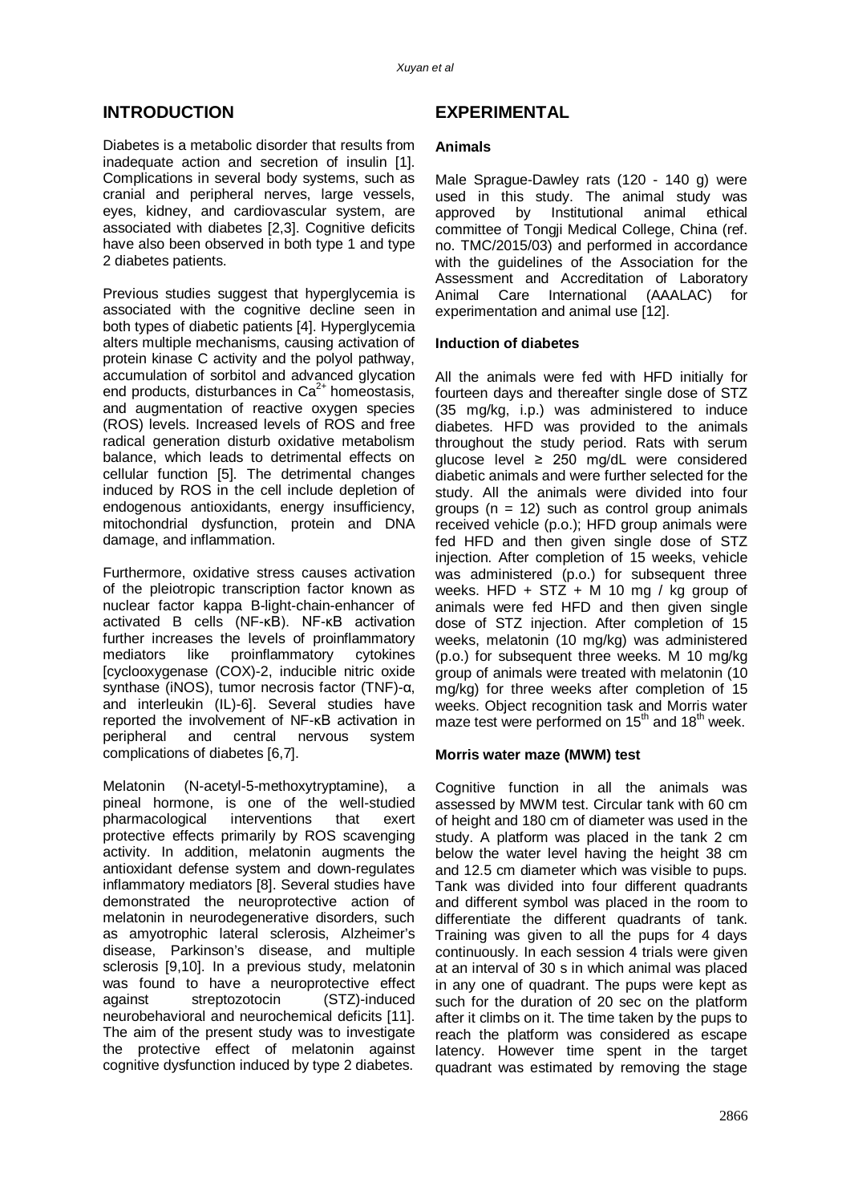## INTRODUCTION

Diabetes is a metabolic disorder that results from inadequate action and secretion of insulin [1]. Complications in several body systems, such as cranial and peripheral nerves, large vessels, eyes, kidney, and cardiovascular system, are associated with diabetes [2,3]. Cognitive deficits have also been observed in both type 1 and type 2 diabetes patients.

Previous studies suggest that hyperglycemia is associated with the cognitive decline seen in both types of diabetic patients [4]. Hyperglycemia alters multiple mechanisms, causing activation of protein kinase C activity and the polyol pathway, accumulation of sorbitol and advanced glycation end products, disturbances in $Ca^{2+}$ homeostasis, and augmentation of reactive oxygen species (ROS) levels. Increased levels of ROS and free radical generation disturb oxidative metabolism balance, which leads to detrimental effects on cellular function [5]. The detrimental changes induced by ROS in the cell include depletion of endogenous antioxidants, energy insufficiency, mitochondrial dysfunction, protein and DNA damage, and inflammation.

Furthermore, oxidative stress causes activation of the pleiotropic transcription factor known as nuclear factor kappa B-light-chain-enhancer of activated B cells (NF-κB). NF-κB activation further increases the levels of proinflammatory mediators like proinflammatory cytokines [cyclooxygenase (COX)-2, inducible nitric oxide synthase (iNOS), tumor necrosis factor (TNF)-α, and interleukin (IL)-6]. Several studies have reported the involvement of NF-κB activation in peripheral and central nervous system complications of diabetes [6,7].

Melatonin (N-acetyl-5-methoxytryptamine), a pineal hormone, is one of the well-studied pharmacological interventions that exert protective effects primarily by ROS scavenging activity. In addition, melatonin augments the antioxidant defense system and down-regulates inflammatory mediators [8]. Several studies have demonstrated the neuroprotective action of melatonin in neurodegenerative disorders, such as amyotrophic lateral sclerosis, Alzheimer's disease, Parkinson's disease, and multiple sclerosis [9,10]. In a previous study, melatonin was found to have a neuroprotective effect against streptozotocin (STZ)-induced neurobehavioral and neurochemical deficits [11]. The aim of the present study was to investigate the protective effect of melatonin against cognitive dysfunction induced by type 2 diabetes.

## EXPERIMENTAL

### Animals

Male Sprague-Dawley rats (120 - 140 g) were used in this study. The animal study was approved by Institutional animal ethical committee of Tongji Medical College, China (ref. no. TMC/2015/03) and performed in accordance with the guidelines of the Association for the Assessment and Accreditation of Laboratory Animal Care International (AAALAC) for experimentation and animal use [12].

### Induction of diabetes

All the animals were fed with HFD initially for fourteen days and thereafter single dose of STZ (35 mg/kg, i.p.) was administered to induce diabetes. HFD was provided to the animals throughout the study period. Rats with serum glucose level ≥ 250 mg/dL were considered diabetic animals and were further selected for the study. All the animals were divided into four groups (n = 12) such as control group animals received vehicle (p.o.); HFD group animals were fed HFD and then given single dose of STZ injection. After completion of 15 weeks, vehicle was administered (p.o.) for subsequent three weeks. HFD + STZ + M 10 mg / kg group of animals were fed HFD and then given single dose of STZ injection. After completion of 15 weeks, melatonin (10 mg/kg) was administered (p.o.) for subsequent three weeks. M 10 mg/kg group of animals were treated with melatonin (10 mg/kg) for three weeks after completion of 15 weeks. Object recognition task and Morris water maze test were performed on 15th and 18th week.

### Morris water maze (MWM) test

Cognitive function in all the animals was assessed by MWM test. Circular tank with 60 cm of height and 180 cm of diameter was used in the study. A platform was placed in the tank 2 cm below the water level having the height 38 cm and 12.5 cm diameter which was visible to pups. Tank was divided into four different quadrants and different symbol was placed in the room to differentiate the different quadrants of tank. Training was given to all the pups for 4 days continuously. In each session 4 trials were given at an interval of 30 s in which animal was placed in any one of quadrant. The pups were kept as such for the duration of 20 sec on the platform after it climbs on it. The time taken by the pups to reach the platform was considered as escape latency. However time spent in the target quadrant was estimated by removing the stage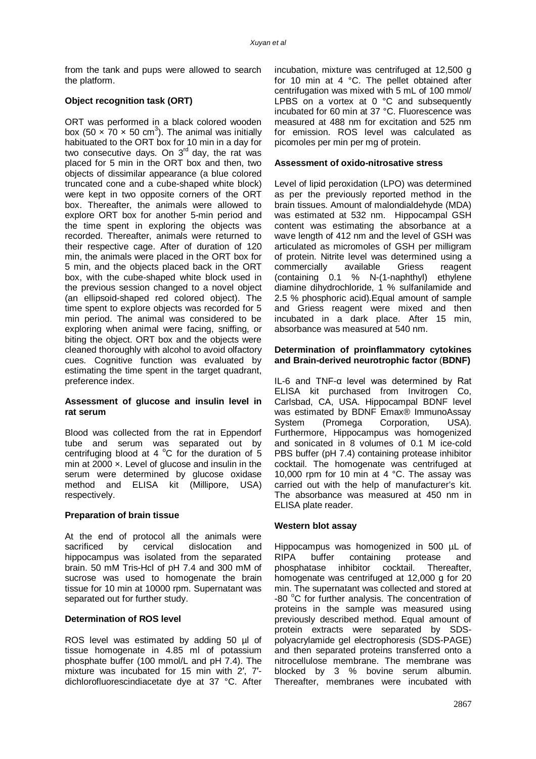from the tank and pups were allowed to search the platform.

### Object recognition task (ORT)

ORT was performed in a black colored wooden box ($50 \times 70 \times 50$ cm$^3$). The animal was initially habituated to the ORT box for 10 min in a day for two consecutive days. On 3$^{rd}$ day, the rat was placed for 5 min in the ORT box and then, two objects of dissimilar appearance (a blue colored truncated cone and a cube-shaped white block) were kept in two opposite corners of the ORT box. Thereafter, the animals were allowed to explore ORT box for another 5-min period and the time spent in exploring the objects was recorded. Thereafter, animals were returned to their respective cage. After of duration of 120 min, the animals were placed in the ORT box for 5 min, and the objects placed back in the ORT box, with the cube-shaped white block used in the previous session changed to a novel object (an ellipsoid-shaped red colored object). The time spent to explore objects was recorded for 5 min period. The animal was considered to be exploring when animal were facing, sniffing, or biting the object. ORT box and the objects were cleaned thoroughly with alcohol to avoid olfactory cues. Cognitive function was evaluated by estimating the time spent in the target quadrant, preference index.

### Assessment of glucose and insulin level in rat serum

Blood was collected from the rat in Eppendorf tube and serum was separated out by centrifuging blood at 4 $^{o}$C for the duration of 5 min at 2000 ×. Level of glucose and insulin in the serum were determined by glucose oxidase method and ELISA kit (Millipore, USA) respectively.

### Preparation of brain tissue

At the end of protocol all the animals were sacrificed by cervical dislocation and hippocampus was isolated from the separated brain. 50 mM Tris-Hcl of pH 7.4 and 300 mM of sucrose was used to homogenate the brain tissue for 10 min at 10000 rpm. Supernatant was separated out for further study.

### Determination of ROS level

ROS level was estimated by adding 50 µl of tissue homogenate in 4.85 ml of potassium phosphate buffer (100 mmol/L and pH 7.4). The mixture was incubated for 15 min with 2′, 7′-dichlorofluorescindiacetate dye at 37 °C. After incubation, mixture was centrifuged at 12,500 g for 10 min at 4 °C. The pellet obtained after centrifugation was mixed with 5 mL of 100 mmol/ LPBS on a vortex at 0 °C and subsequently incubated for 60 min at 37 °C. Fluorescence was measured at 488 nm for excitation and 525 nm for emission. ROS level was calculated as picomoles per min per mg of protein.

### Assessment of oxido-nitrosative stress

Level of lipid peroxidation (LPO) was determined as per the previously reported method in the brain tissues. Amount of malondialdehyde (MDA) was estimated at 532 nm. Hippocampal GSH content was estimating the absorbance at a wave length of 412 nm and the level of GSH was articulated as micromoles of GSH per milligram of protein. Nitrite level was determined using a commercially available Griess reagent (containing 0.1 % N-(1-naphthyl) ethylene diamine dihydrochloride, 1 % sulfanilamide and 2.5 % phosphoric acid).Equal amount of sample and Griess reagent were mixed and then incubated in a dark place. After 15 min, absorbance was measured at 540 nm.

### Determination of proinflammatory cytokines and Brain-derived neurotrophic factor (BDNF)

IL-6 and TNF-α level was determined by Rat ELISA kit purchased from Invitrogen Co, Carlsbad, CA, USA. Hippocampal BDNF level was estimated by BDNF Emax® ImmunoAssay System (Promega Corporation, USA). Furthermore, Hippocampus was homogenized and sonicated in 8 volumes of 0.1 M ice-cold PBS buffer (pH 7.4) containing protease inhibitor cocktail. The homogenate was centrifuged at 10,000 rpm for 10 min at 4 °C. The assay was carried out with the help of manufacturer's kit. The absorbance was measured at 450 nm in ELISA plate reader.

### Western blot assay

Hippocampus was homogenized in 500 µL of RIPA buffer containing protease and phosphatase inhibitor cocktail. Thereafter, homogenate was centrifuged at 12,000 g for 20 min. The supernatant was collected and stored at -80 $^{o}$C for further analysis. The concentration of proteins in the sample was measured using previously described method. Equal amount of protein extracts were separated by SDS-polyacrylamide gel electrophoresis (SDS-PAGE) and then separated proteins transferred onto a nitrocellulose membrane. The membrane was blocked by 3 % bovine serum albumin. Thereafter, membranes were incubated with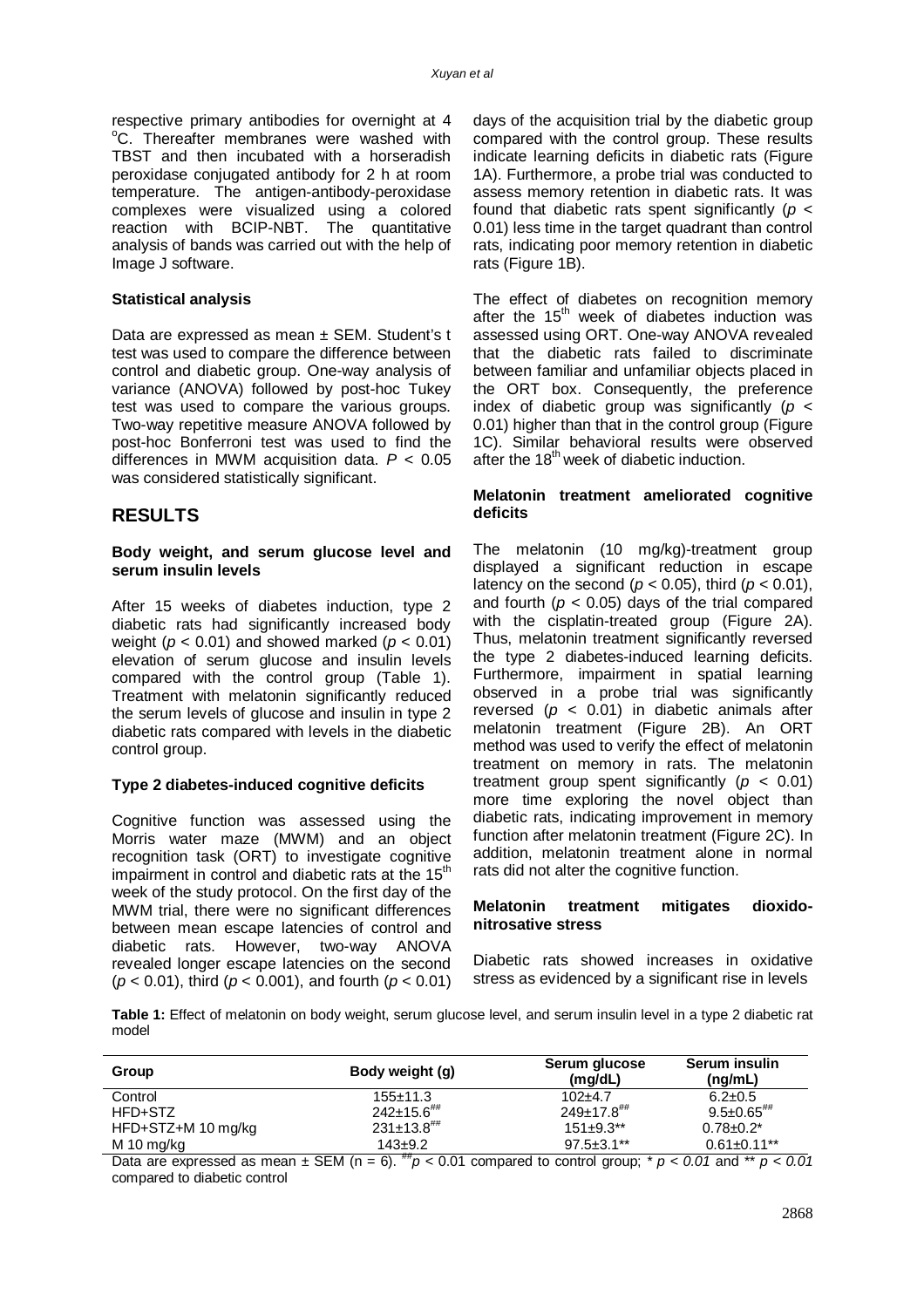respective primary antibodies for overnight at 4 °C. Thereafter membranes were washed with TBST and then incubated with a horseradish peroxidase conjugated antibody for 2 h at room temperature. The antigen-antibody-peroxidase complexes were visualized using a colored reaction with BCIP-NBT. The quantitative analysis of bands was carried out with the help of Image J software.

### Statistical analysis

Data are expressed as mean ± SEM. Student's t test was used to compare the difference between control and diabetic group. One-way analysis of variance (ANOVA) followed by post-hoc Tukey test was used to compare the various groups. Two-way repetitive measure ANOVA followed by post-hoc Bonferroni test was used to find the differences in MWM acquisition data. $P < 0.05$ was considered statistically significant.

## RESULTS

### Body weight, and serum glucose level and serum insulin levels

After 15 weeks of diabetes induction, type 2 diabetic rats had significantly increased body weight ($p < 0.01$) and showed marked ($p < 0.01$) elevation of serum glucose and insulin levels compared with the control group (Table 1). Treatment with melatonin significantly reduced the serum levels of glucose and insulin in type 2 diabetic rats compared with levels in the diabetic control group.

### Type 2 diabetes-induced cognitive deficits

Cognitive function was assessed using the Morris water maze (MWM) and an object recognition task (ORT) to investigate cognitive impairment in control and diabetic rats at the 15th week of the study protocol. On the first day of the MWM trial, there were no significant differences between mean escape latencies of control and diabetic rats. However, two-way ANOVA revealed longer escape latencies on the second ($p < 0.01$), third ($p < 0.001$), and fourth ($p < 0.01$) days of the acquisition trial by the diabetic group compared with the control group. These results indicate learning deficits in diabetic rats (Figure 1A). Furthermore, a probe trial was conducted to assess memory retention in diabetic rats. It was found that diabetic rats spent significantly ($p < 0.01$) less time in the target quadrant than control rats, indicating poor memory retention in diabetic rats (Figure 1B).

The effect of diabetes on recognition memory after the 15th week of diabetes induction was assessed using ORT. One-way ANOVA revealed that the diabetic rats failed to discriminate between familiar and unfamiliar objects placed in the ORT box. Consequently, the preference index of diabetic group was significantly ($p < 0.01$) higher than that in the control group (Figure 1C). Similar behavioral results were observed after the 18th week of diabetic induction.

### Melatonin treatment ameliorated cognitive deficits

The melatonin (10 mg/kg)-treatment group displayed a significant reduction in escape latency on the second ($p < 0.05$), third ($p < 0.01$), and fourth ($p < 0.05$) days of the trial compared with the cisplatin-treated group (Figure 2A). Thus, melatonin treatment significantly reversed the type 2 diabetes-induced learning deficits. Furthermore, impairment in spatial learning observed in a probe trial was significantly reversed ($p < 0.01$) in diabetic animals after melatonin treatment (Figure 2B). An ORT method was used to verify the effect of melatonin treatment on memory in rats. The melatonin treatment group spent significantly ($p < 0.01$) more time exploring the novel object than diabetic rats, indicating improvement in memory function after melatonin treatment (Figure 2C). In addition, melatonin treatment alone in normal rats did not alter the cognitive function.

### Melatonin treatment mitigates dioxido-nitrosative stress

Diabetic rats showed increases in oxidative stress as evidenced by a significant rise in levels

**Table 1:** Effect of melatonin on body weight, serum glucose level, and serum insulin level in a type 2 diabetic rat model

| Group | Body weight (g) | Serum glucose (mg/dL) | Serum insulin (ng/mL) |
|---|---|---|---|
| Control | 155±11.3 | 102±4.7 | 6.2±0.5 |
| HFD+STZ | 242±15.6## | 249±17.8## | 9.5±0.65## |
| HFD+STZ+M 10 mg/kg | 231±13.8## | 151±9.3** | 0.78±0.2* |
| M 10 mg/kg | 143±9.2 | 97.5±3.1** | 0.61±0.11** |

Data are expressed as mean ± SEM (n = 6). ##$p < 0.01$ compared to control group; * $p < 0.01$ and ** $p < 0.01$ compared to diabetic control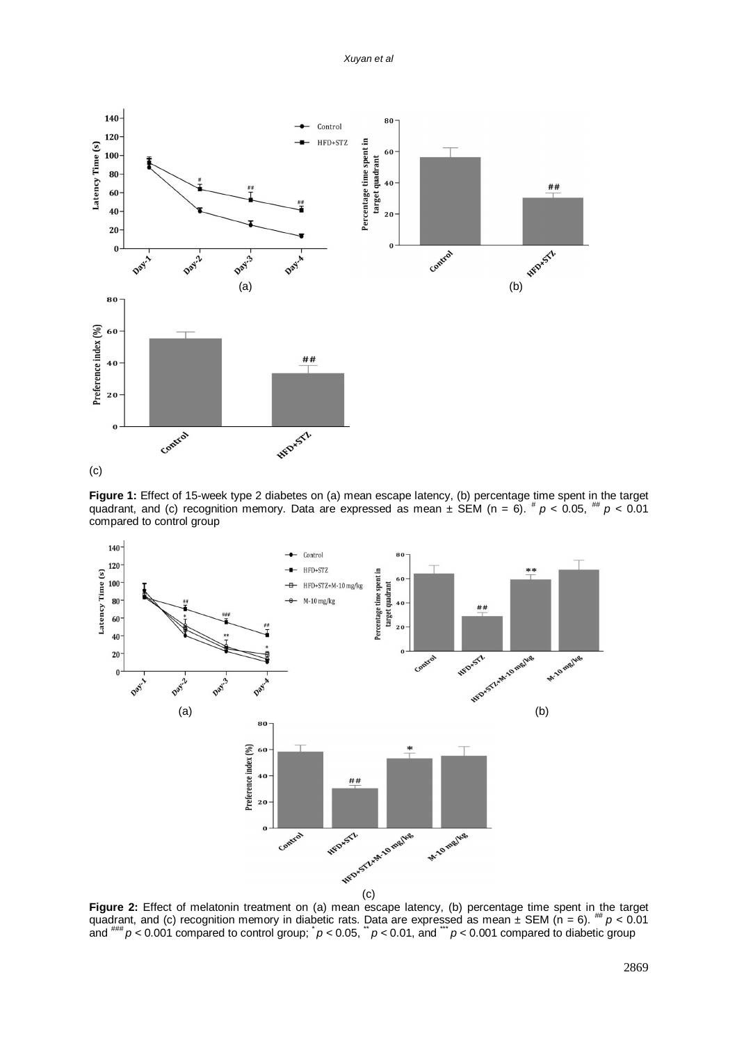**Figure 1:** Effect of 15-week type 2 diabetes on (a) mean escape latency, (b) percentage time spent in the target quadrant, and (c) recognition memory. Data are expressed as mean ± SEM (n = 6). $^{\#}p < 0.05$, $^{\#\#}p < 0.01$ compared to control group

**Figure 2:** Effect of melatonin treatment on (a) mean escape latency, (b) percentage time spent in the target quadrant, and (c) recognition memory in diabetic rats. Data are expressed as mean ± SEM (n = 6). $^{\#\#}p < 0.01$ and $^{\#\#\#}p < 0.001$ compared to control group; $^{*}p < 0.05$, $^{**}p < 0.01$, and $^{***}p < 0.001$ compared to diabetic group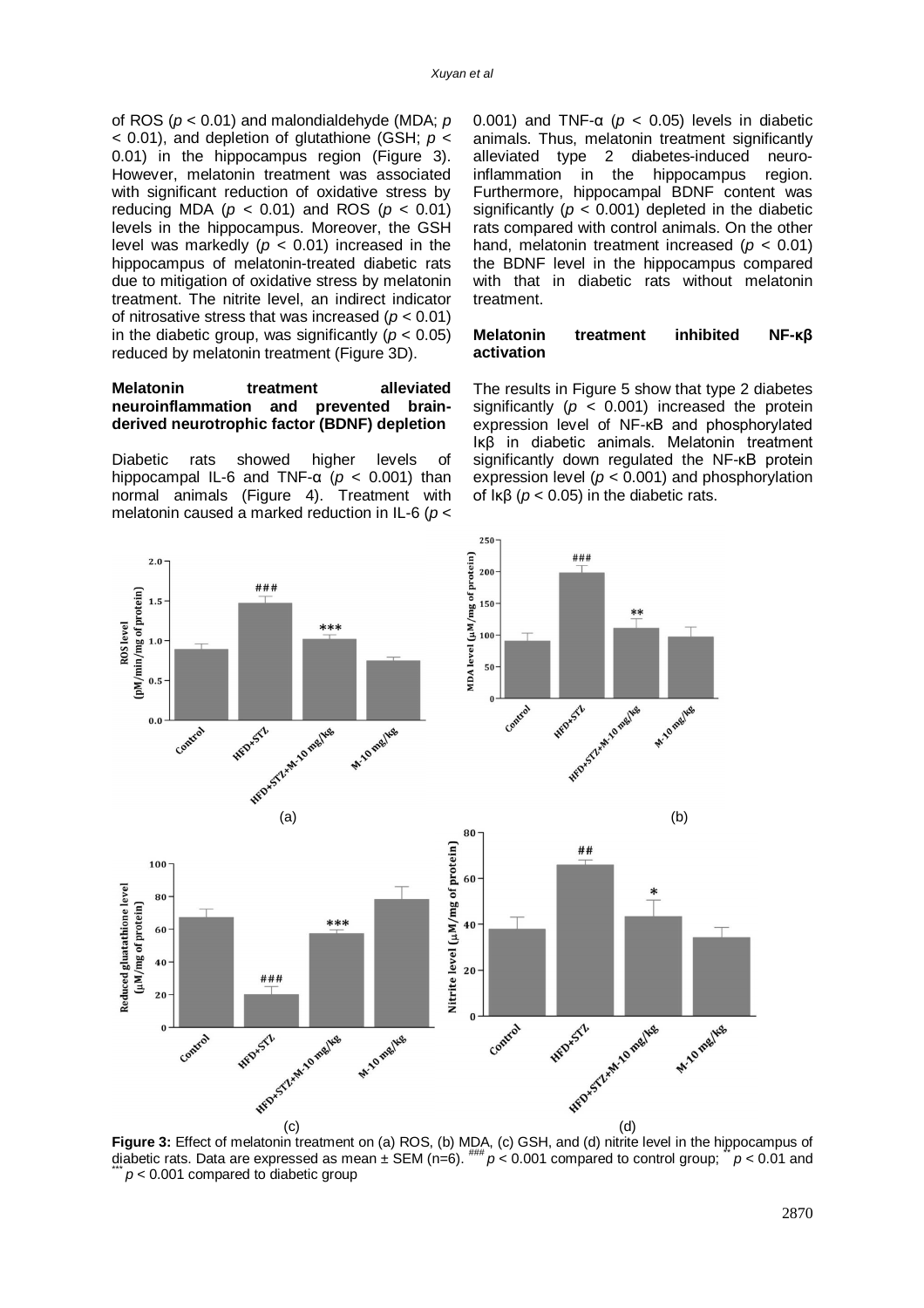of ROS ($p < 0.01$) and malondialdehyde (MDA; $p < 0.01$), and depletion of glutathione (GSH; $p < 0.01$) in the hippocampus region (Figure 3). However, melatonin treatment was associated with significant reduction of oxidative stress by reducing MDA ($p < 0.01$) and ROS ($p < 0.01$) levels in the hippocampus. Moreover, the GSH level was markedly ($p < 0.01$) increased in the hippocampus of melatonin-treated diabetic rats due to mitigation of oxidative stress by melatonin treatment. The nitrite level, an indirect indicator of nitrosative stress that was increased ($p < 0.01$) in the diabetic group, was significantly ($p < 0.05$) reduced by melatonin treatment (Figure 3D).

### Melatonin treatment alleviated neuroinflammation and prevented brain-derived neurotrophic factor (BDNF) depletion

Diabetic rats showed higher levels of hippocampal IL-6 and TNF-α ($p < 0.001$) than normal animals (Figure 4). Treatment with melatonin caused a marked reduction in IL-6 ($p < 0.001$) and TNF-α ($p < 0.05$) levels in diabetic animals. Thus, melatonin treatment significantly alleviated type 2 diabetes-induced neuro-inflammation in the hippocampus region. Furthermore, hippocampal BDNF content was significantly ($p < 0.001$) depleted in the diabetic rats compared with control animals. On the other hand, melatonin treatment increased ($p < 0.01$) the BDNF level in the hippocampus compared with that in diabetic rats without melatonin treatment.

### Melatonin treatment inhibited NF-κβ activation

The results in Figure 5 show that type 2 diabetes significantly ($p < 0.001$) increased the protein expression level of NF-κB and phosphorylated Iκβ in diabetic animals. Melatonin treatment significantly down regulated the NF-κB protein expression level ($p < 0.001$) and phosphorylation of Iκβ ($p < 0.05$) in the diabetic rats.

**Figure 3:** Effect of melatonin treatment on (a) ROS, (b) MDA, (c) GSH, and (d) nitrite level in the hippocampus of diabetic rats. Data are expressed as mean ± SEM (n=6). ###$p < 0.001$ compared to control group; **$p < 0.01$ and ***$p < 0.001$ compared to diabetic group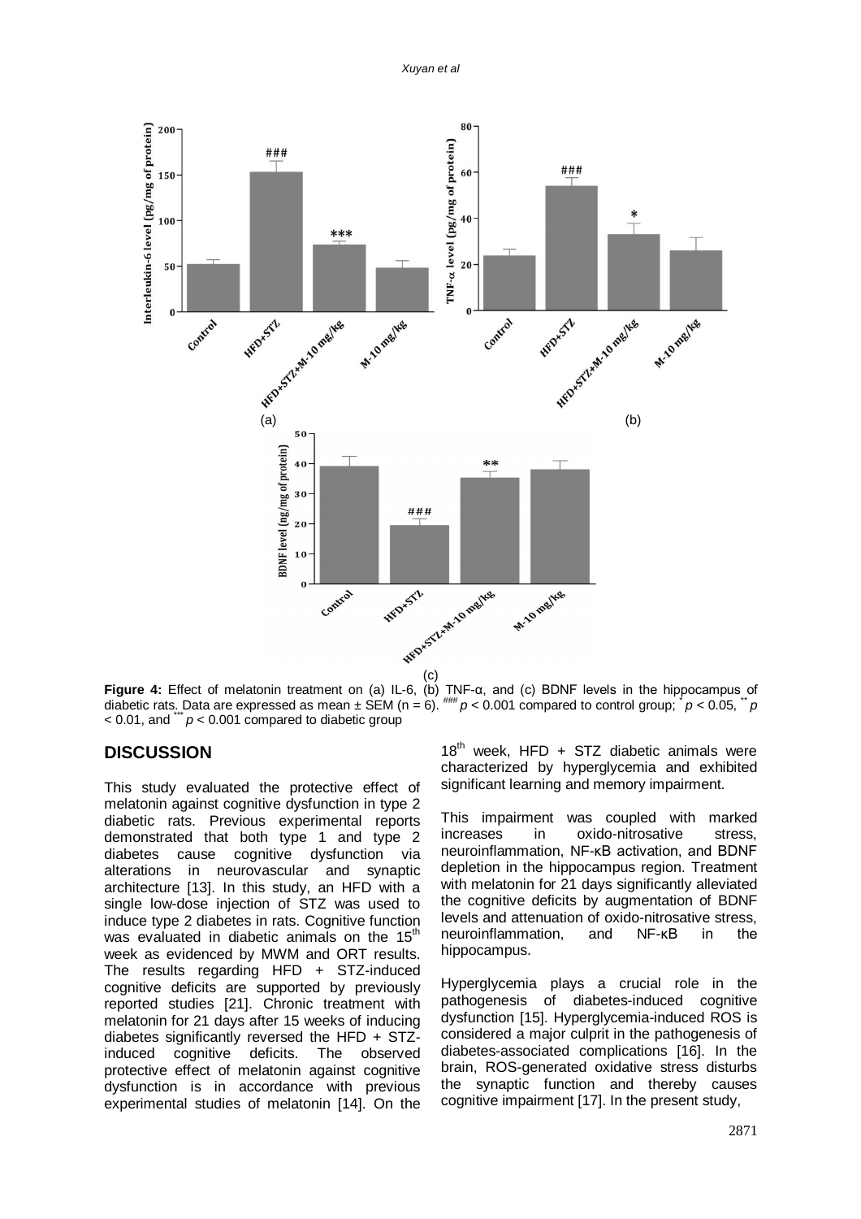**Figure 4:** Effect of melatonin treatment on (a) IL-6, (b) TNF-α, and (c) BDNF levels in the hippocampus of diabetic rats. Data are expressed as mean ± SEM (n = 6). ### $p < 0.001$ compared to control group; * $p < 0.05$, ** $p < 0.01$, and *** $p < 0.001$ compared to diabetic group

## DISCUSSION

This study evaluated the protective effect of melatonin against cognitive dysfunction in type 2 diabetic rats. Previous experimental reports demonstrated that both type 1 and type 2 diabetes cause cognitive dysfunction via alterations in neurovascular and synaptic architecture [13]. In this study, an HFD with a single low-dose injection of STZ was used to induce type 2 diabetes in rats. Cognitive function was evaluated in diabetic animals on the 15th week as evidenced by MWM and ORT results. The results regarding HFD + STZ-induced cognitive deficits are supported by previously reported studies [21]. Chronic treatment with melatonin for 21 days after 15 weeks of inducing diabetes significantly reversed the HFD + STZ-induced cognitive deficits. The observed protective effect of melatonin against cognitive dysfunction is in accordance with previous experimental studies of melatonin [14]. On the 18th week, HFD + STZ diabetic animals were characterized by hyperglycemia and exhibited significant learning and memory impairment.

This impairment was coupled with marked increases in oxido-nitrosative stress, neuroinflammation, NF-κB activation, and BDNF depletion in the hippocampus region. Treatment with melatonin for 21 days significantly alleviated the cognitive deficits by augmentation of BDNF levels and attenuation of oxido-nitrosative stress, neuroinflammation, and NF-κB in the hippocampus.

Hyperglycemia plays a crucial role in the pathogenesis of diabetes-induced cognitive dysfunction [15]. Hyperglycemia-induced ROS is considered a major culprit in the pathogenesis of diabetes-associated complications [16]. In the brain, ROS-generated oxidative stress disturbs the synaptic function and thereby causes cognitive impairment [17]. In the present study,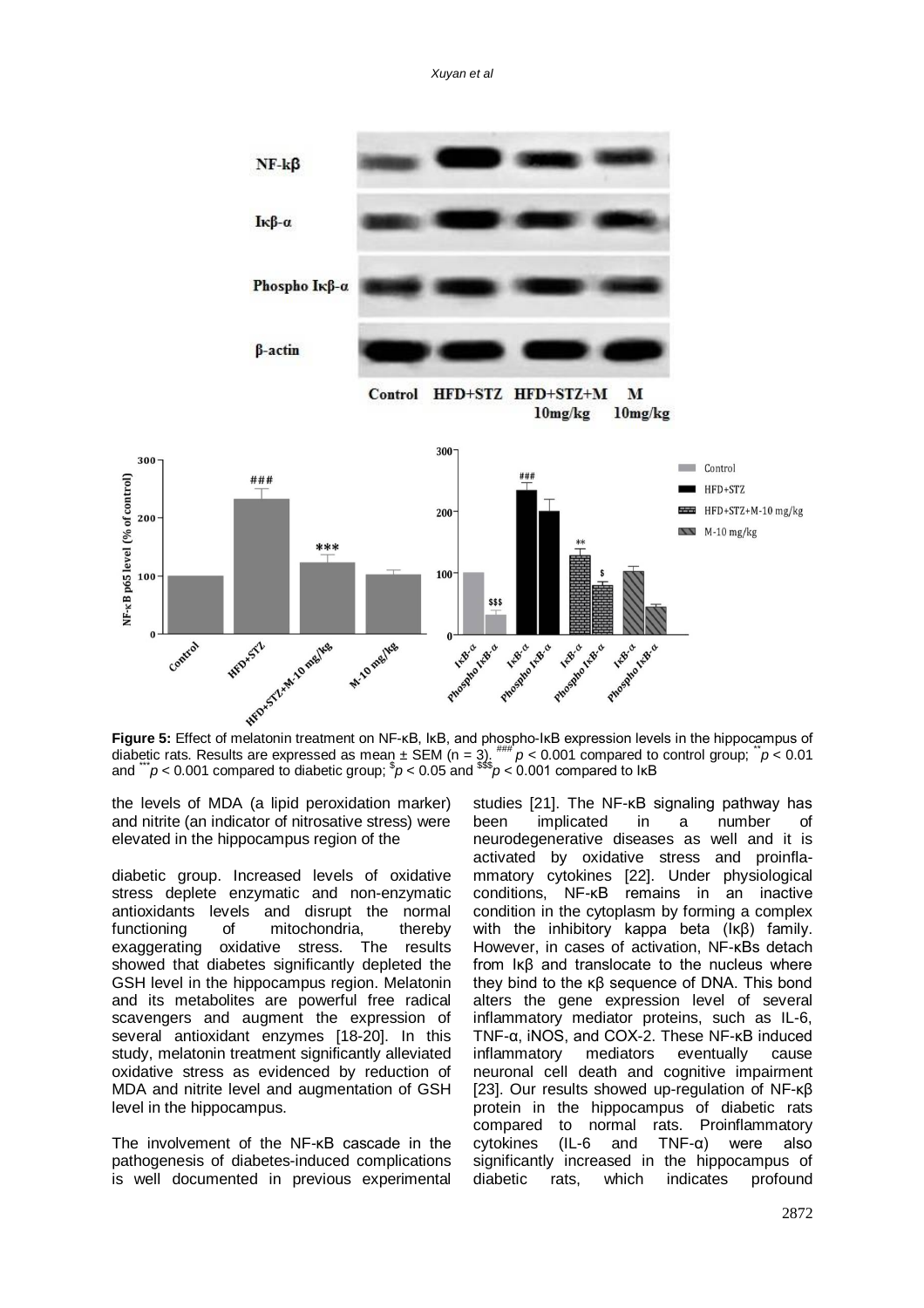**Figure 5:** Effect of melatonin treatment on NF-κB, IκB, and phospho-IκB expression levels in the hippocampus of diabetic rats. Results are expressed as mean ± SEM (n = 3). $^{###}p < 0.001$ compared to control group; $^{**}p < 0.01$ and $^{***}p < 0.001$ compared to diabetic group; $^{\$}p < 0.05$ and $^{\$\$\$}p < 0.001$ compared to IκB

the levels of MDA (a lipid peroxidation marker) and nitrite (an indicator of nitrosative stress) were elevated in the hippocampus region of the diabetic group. Increased levels of oxidative stress deplete enzymatic and non-enzymatic antioxidants levels and disrupt the normal functioning of mitochondria, thereby exaggerating oxidative stress. The results showed that diabetes significantly depleted the GSH level in the hippocampus region. Melatonin and its metabolites are powerful free radical scavengers and augment the expression of several antioxidant enzymes [18-20]. In this study, melatonin treatment significantly alleviated oxidative stress as evidenced by reduction of MDA and nitrite level and augmentation of GSH level in the hippocampus.

The involvement of the NF-κB cascade in the pathogenesis of diabetes-induced complications is well documented in previous experimental studies [21]. The NF-κB signaling pathway has been implicated in a number of neurodegenerative diseases as well and it is activated by oxidative stress and proinflammatory cytokines [22]. Under physiological conditions, NF-κB remains in an inactive condition in the cytoplasm by forming a complex with the inhibitory kappa beta (Iκβ) family. However, in cases of activation, NF-κBs detach from Iκβ and translocate to the nucleus where they bind to the κβ sequence of DNA. This bond alters the gene expression level of several inflammatory mediator proteins, such as IL-6, TNF-α, iNOS, and COX-2. These NF-κB induced inflammatory mediators eventually cause neuronal cell death and cognitive impairment [23]. Our results showed up-regulation of NF-κβ protein in the hippocampus of diabetic rats compared to normal rats. Proinflammatory cytokines (IL-6 and TNF-α) were also significantly increased in the hippocampus of diabetic rats, which indicates profound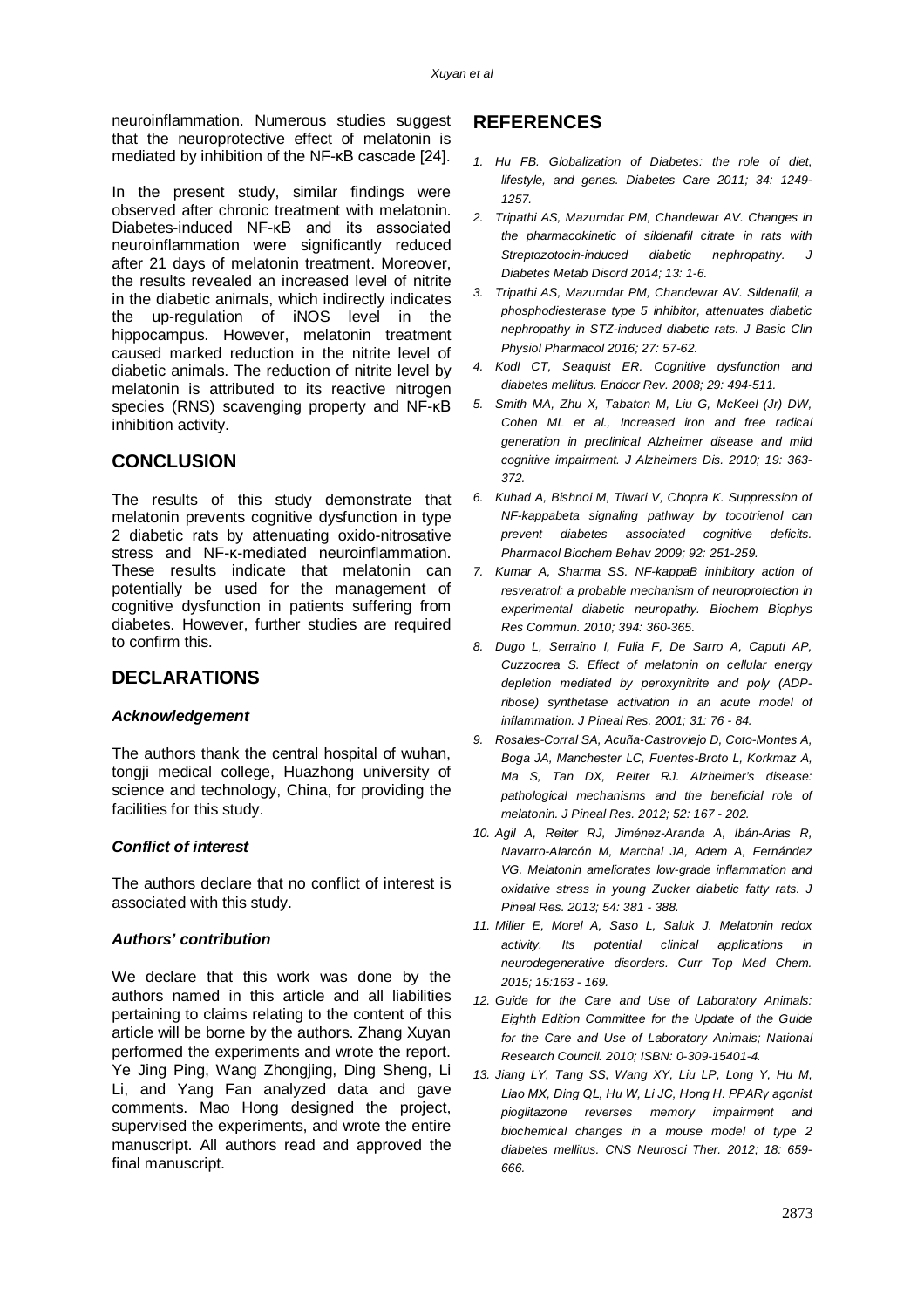neuroinflammation. Numerous studies suggest that the neuroprotective effect of melatonin is mediated by inhibition of the NF-κB cascade [24].

In the present study, similar findings were observed after chronic treatment with melatonin. Diabetes-induced NF-κB and its associated neuroinflammation were significantly reduced after 21 days of melatonin treatment. Moreover, the results revealed an increased level of nitrite in the diabetic animals, which indirectly indicates the up-regulation of iNOS level in the hippocampus. However, melatonin treatment caused marked reduction in the nitrite level of diabetic animals. The reduction of nitrite level by melatonin is attributed to its reactive nitrogen species (RNS) scavenging property and NF-κB inhibition activity.

## CONCLUSION

The results of this study demonstrate that melatonin prevents cognitive dysfunction in type 2 diabetic rats by attenuating oxido-nitrosative stress and NF-κ-mediated neuroinflammation. These results indicate that melatonin can potentially be used for the management of cognitive dysfunction in patients suffering from diabetes. However, further studies are required to confirm this.

## DECLARATIONS

### *Acknowledgement*

The authors thank the central hospital of wuhan, tongji medical college, Huazhong university of science and technology, China, for providing the facilities for this study.

### *Conflict of interest*

The authors declare that no conflict of interest is associated with this study.

### *Authors' contribution*

We declare that this work was done by the authors named in this article and all liabilities pertaining to claims relating to the content of this article will be borne by the authors. Zhang Xuyan performed the experiments and wrote the report. Ye Jing Ping, Wang Zhongjing, Ding Sheng, Li Li, and Yang Fan analyzed data and gave comments. Mao Hong designed the project, supervised the experiments, and wrote the entire manuscript. All authors read and approved the final manuscript.

## REFERENCES

1. *Hu FB. Globalization of Diabetes: the role of diet, lifestyle, and genes. Diabetes Care 2011; 34: 1249-1257.*
2. *Tripathi AS, Mazumdar PM, Chandewar AV. Changes in the pharmacokinetic of sildenafil citrate in rats with Streptozotocin-induced diabetic nephropathy. J Diabetes Metab Disord 2014; 13: 1-6.*
3. *Tripathi AS, Mazumdar PM, Chandewar AV. Sildenafil, a phosphodiesterase type 5 inhibitor, attenuates diabetic nephropathy in STZ-induced diabetic rats. J Basic Clin Physiol Pharmacol 2016; 27: 57-62.*
4. *Kodl CT, Seaquist ER. Cognitive dysfunction and diabetes mellitus. Endocr Rev. 2008; 29: 494-511.*
5. *Smith MA, Zhu X, Tabaton M, Liu G, McKeel (Jr) DW, Cohen ML et al., Increased iron and free radical generation in preclinical Alzheimer disease and mild cognitive impairment. J Alzheimers Dis. 2010; 19: 363-372.*
6. *Kuhad A, Bishnoi M, Tiwari V, Chopra K. Suppression of NF-kappabeta signaling pathway by tocotrienol can prevent diabetes associated cognitive deficits. Pharmacol Biochem Behav 2009; 92: 251-259.*
7. *Kumar A, Sharma SS. NF-kappaB inhibitory action of resveratrol: a probable mechanism of neuroprotection in experimental diabetic neuropathy. Biochem Biophys Res Commun. 2010; 394: 360-365.*
8. *Dugo L, Serraino I, Fulia F, De Sarro A, Caputi AP, Cuzzocrea S. Effect of melatonin on cellular energy depletion mediated by peroxynitrite and poly (ADP-ribose) synthetase activation in an acute model of inflammation. J Pineal Res. 2001; 31: 76 - 84.*
9. *Rosales-Corral SA, Acuña-Castroviejo D, Coto-Montes A, Boga JA, Manchester LC, Fuentes-Broto L, Korkmaz A, Ma S, Tan DX, Reiter RJ. Alzheimer's disease: pathological mechanisms and the beneficial role of melatonin. J Pineal Res. 2012; 52: 167 - 202.*
10. *Agil A, Reiter RJ, Jiménez-Aranda A, Ibán-Arias R, Navarro-Alarcón M, Marchal JA, Adem A, Fernández VG. Melatonin ameliorates low-grade inflammation and oxidative stress in young Zucker diabetic fatty rats. J Pineal Res. 2013; 54: 381 - 388.*
11. *Miller E, Morel A, Saso L, Saluk J. Melatonin redox activity. Its potential clinical applications in neurodegenerative disorders. Curr Top Med Chem. 2015; 15:163 - 169.*
12. *Guide for the Care and Use of Laboratory Animals: Eighth Edition Committee for the Update of the Guide for the Care and Use of Laboratory Animals; National Research Council. 2010; ISBN: 0-309-15401-4.*
13. *Jiang LY, Tang SS, Wang XY, Liu LP, Long Y, Hu M, Liao MX, Ding QL, Hu W, Li JC, Hong H. PPARγ agonist pioglitazone reverses memory impairment and biochemical changes in a mouse model of type 2 diabetes mellitus. CNS Neurosci Ther. 2012; 18: 659-666.*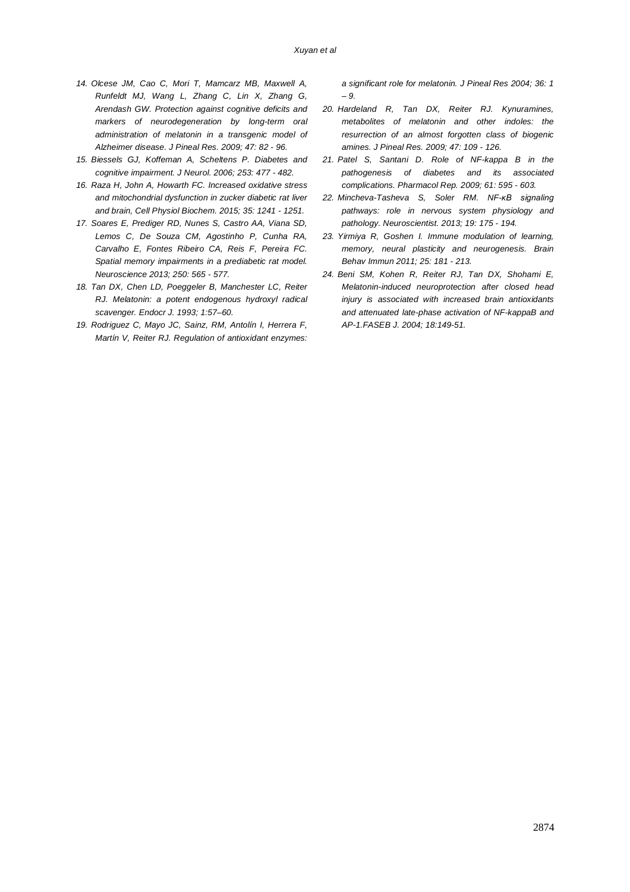14. Olcese JM, Cao C, Mori T, Mamcarz MB, Maxwell A, Runfeldt MJ, Wang L, Zhang C, Lin X, Zhang G, Arendash GW. Protection against cognitive deficits and markers of neurodegeneration by long-term oral administration of melatonin in a transgenic model of Alzheimer disease. J Pineal Res. 2009; 47: 82 - 96.
15. Biessels GJ, Koffeman A, Scheltens P. Diabetes and cognitive impairment. J Neurol. 2006; 253: 477 - 482.
16. Raza H, John A, Howarth FC. Increased oxidative stress and mitochondrial dysfunction in zucker diabetic rat liver and brain, Cell Physiol Biochem. 2015; 35: 1241 - 1251.
17. Soares E, Prediger RD, Nunes S, Castro AA, Viana SD, Lemos C, De Souza CM, Agostinho P, Cunha RA, Carvalho E, Fontes Ribeiro CA, Reis F, Pereira FC. Spatial memory impairments in a prediabetic rat model. Neuroscience 2013; 250: 565 - 577.
18. Tan DX, Chen LD, Poeggeler B, Manchester LC, Reiter RJ. Melatonin: a potent endogenous hydroxyl radical scavenger. Endocr J. 1993; 1:57–60.
19. Rodriguez C, Mayo JC, Sainz, RM, Antolín I, Herrera F, Martín V, Reiter RJ. Regulation of antioxidant enzymes: a significant role for melatonin. J Pineal Res 2004; 36: 1 – 9.
20. Hardeland R, Tan DX, Reiter RJ. Kynuramines, metabolites of melatonin and other indoles: the resurrection of an almost forgotten class of biogenic amines. J Pineal Res. 2009; 47: 109 - 126.
21. Patel S, Santani D. Role of NF-kappa B in the pathogenesis of diabetes and its associated complications. Pharmacol Rep. 2009; 61: 595 - 603.
22. Mincheva-Tasheva S, Soler RM. NF-κB signaling pathways: role in nervous system physiology and pathology. Neuroscientist. 2013; 19: 175 - 194.
23. Yirmiya R, Goshen I. Immune modulation of learning, memory, neural plasticity and neurogenesis. Brain Behav Immun 2011; 25: 181 - 213.
24. Beni SM, Kohen R, Reiter RJ, Tan DX, Shohami E, Melatonin-induced neuroprotection after closed head injury is associated with increased brain antioxidants and attenuated late-phase activation of NF-kappaB and AP-1.FASEB J. 2004; 18:149-51.